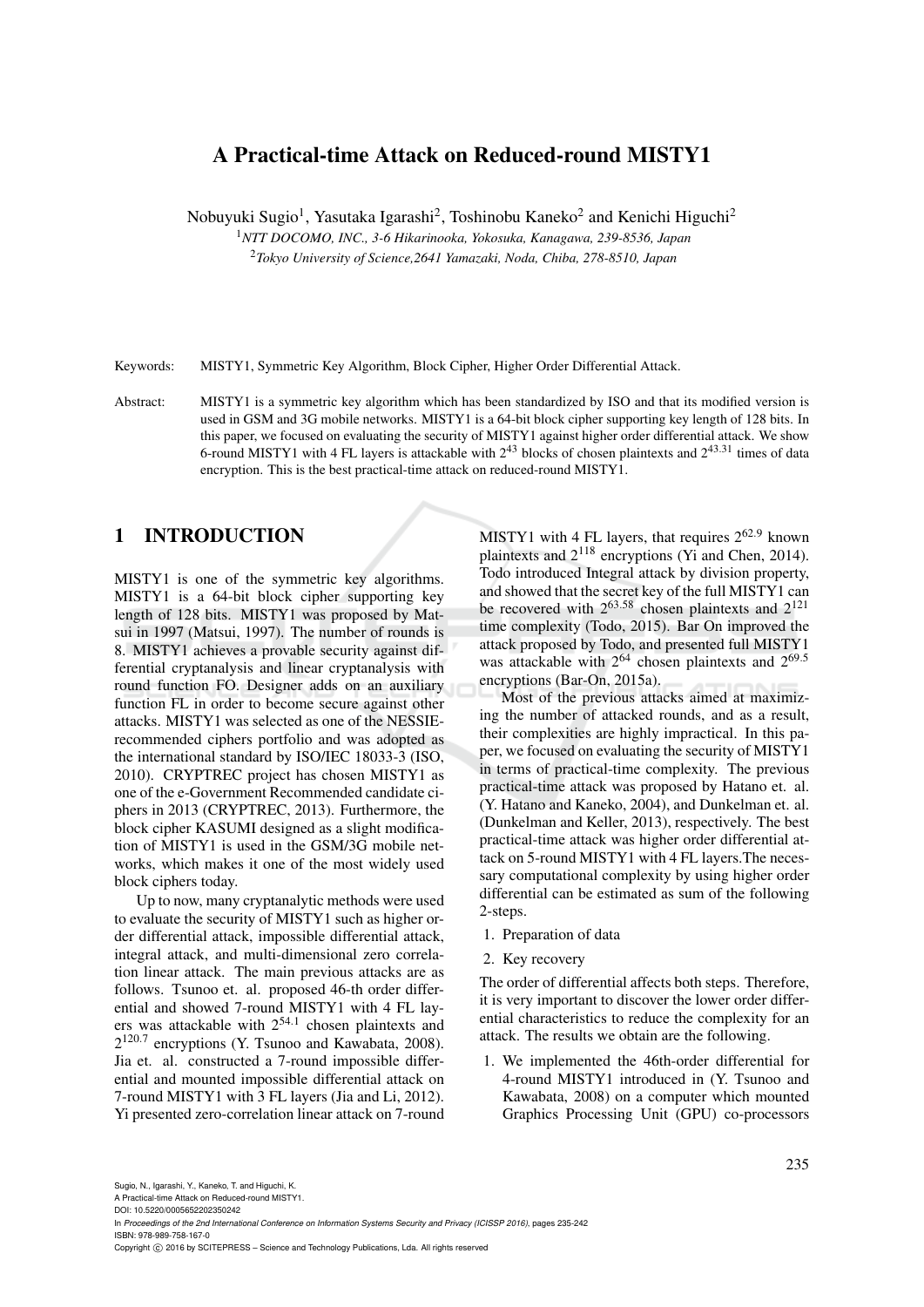# A Practical-time Attack on Reduced-round MISTY1

Nobuyuki Sugio[1], Yasutaka Igarashi[2], Toshinobu Kaneko[2] and Kenichi Higuchi[2]

[1]*NTT DOCOMO, INC., 3-6 Hikarinooka, Yokosuka, Kanagawa, 239-8536, Japan*

[2]*Tokyo University of Science,2641 Yamazaki, Noda, Chiba, 278-8510, Japan*

Keywords: MISTY1, Symmetric Key Algorithm, Block Cipher, Higher Order Differential Attack.

Abstract: MISTY1 is a symmetric key algorithm which has been standardized by ISO and that its modified version is used in GSM and 3G mobile networks. MISTY1 is a 64-bit block cipher supporting key length of 128 bits. In this paper, we focused on evaluating the security of MISTY1 against higher order differential attack. We show 6-round MISTY1 with 4 FL layers is attackable with $2^{43}$ blocks of chosen plaintexts and $2^{43.31}$ times of data encryption. This is the best practical-time attack on reduced-round MISTY1.

## 1 INTRODUCTION

MISTY1 is one of the symmetric key algorithms. MISTY1 is a 64-bit block cipher supporting key length of 128 bits. MISTY1 was proposed by Matsui in 1997 (Matsui, 1997). The number of rounds is 8. MISTY1 achieves a provable security against differential cryptanalysis and linear cryptanalysis with round function FO. Designer adds on an auxiliary function FL in order to become secure against other attacks. MISTY1 was selected as one of the NESSIE-recommended ciphers portfolio and was adopted as the international standard by ISO/IEC 18033-3 (ISO, 2010). CRYPTREC project has chosen MISTY1 as one of the e-Government Recommended candidate ciphers in 2013 (CRYPTREC, 2013). Furthermore, the block cipher KASUMI designed as a slight modification of MISTY1 is used in the GSM/3G mobile networks, which makes it one of the most widely used block ciphers today.

Up to now, many cryptanalytic methods were used to evaluate the security of MISTY1 such as higher order differential attack, impossible differential attack, integral attack, and multi-dimensional zero correlation linear attack. The main previous attacks are as follows. Tsunoo et. al. proposed 46-th order differential and showed 7-round MISTY1 with 4 FL layers was attackable with $2^{54.1}$ chosen plaintexts and $2^{120.7}$ encryptions (Y. Tsunoo and Kawabata, 2008). Jia et. al. constructed a 7-round impossible differential and mounted impossible differential attack on 7-round MISTY1 with 3 FL layers (Jia and Li, 2012). Yi presented zero-correlation linear attack on 7-round MISTY1 with 4 FL layers, that requires $2^{62.9}$ known plaintexts and $2^{118}$ encryptions (Yi and Chen, 2014). Todo introduced Integral attack by division property, and showed that the secret key of the full MISTY1 can be recovered with $2^{63.58}$ chosen plaintexts and $2^{121}$ time complexity (Todo, 2015). Bar On improved the attack proposed by Todo, and presented full MISTY1 was attackable with $2^{64}$ chosen plaintexts and $2^{69.5}$ encryptions (Bar-On, 2015a).

Most of the previous attacks aimed at maximizing the number of attacked rounds, and as a result, their complexities are highly impractical. In this paper, we focused on evaluating the security of MISTY1 in terms of practical-time complexity. The previous practical-time attack was proposed by Hatano et. al. (Y. Hatano and Kaneko, 2004), and Dunkelman et. al. (Dunkelman and Keller, 2013), respectively. The best practical-time attack was higher order differential attack on 5-round MISTY1 with 4 FL layers.The necessary computational complexity by using higher order differential can be estimated as sum of the following 2-steps.

1. Preparation of data
2. Key recovery

The order of differential affects both steps. Therefore, it is very important to discover the lower order differential characteristics to reduce the complexity for an attack. The results we obtain are the following.

1. We implemented the 46th-order differential for 4-round MISTY1 introduced in (Y. Tsunoo and Kawabata, 2008) on a computer which mounted Graphics Processing Unit (GPU) co-processors

Sugio, N., Igarashi, Y., Kaneko, T. and Higuchi, K.
A Practical-time Attack on Reduced-round MISTY1.
DOI: 10.5220/0005652202350242
In *Proceedings of the 2nd International Conference on Information Systems Security and Privacy (ICISSP 2016)*, pages 235-242
ISBN: 978-989-758-167-0
Copyright © 2016 by SCITEPRESS – Science and Technology Publications, Lda. All rights reserved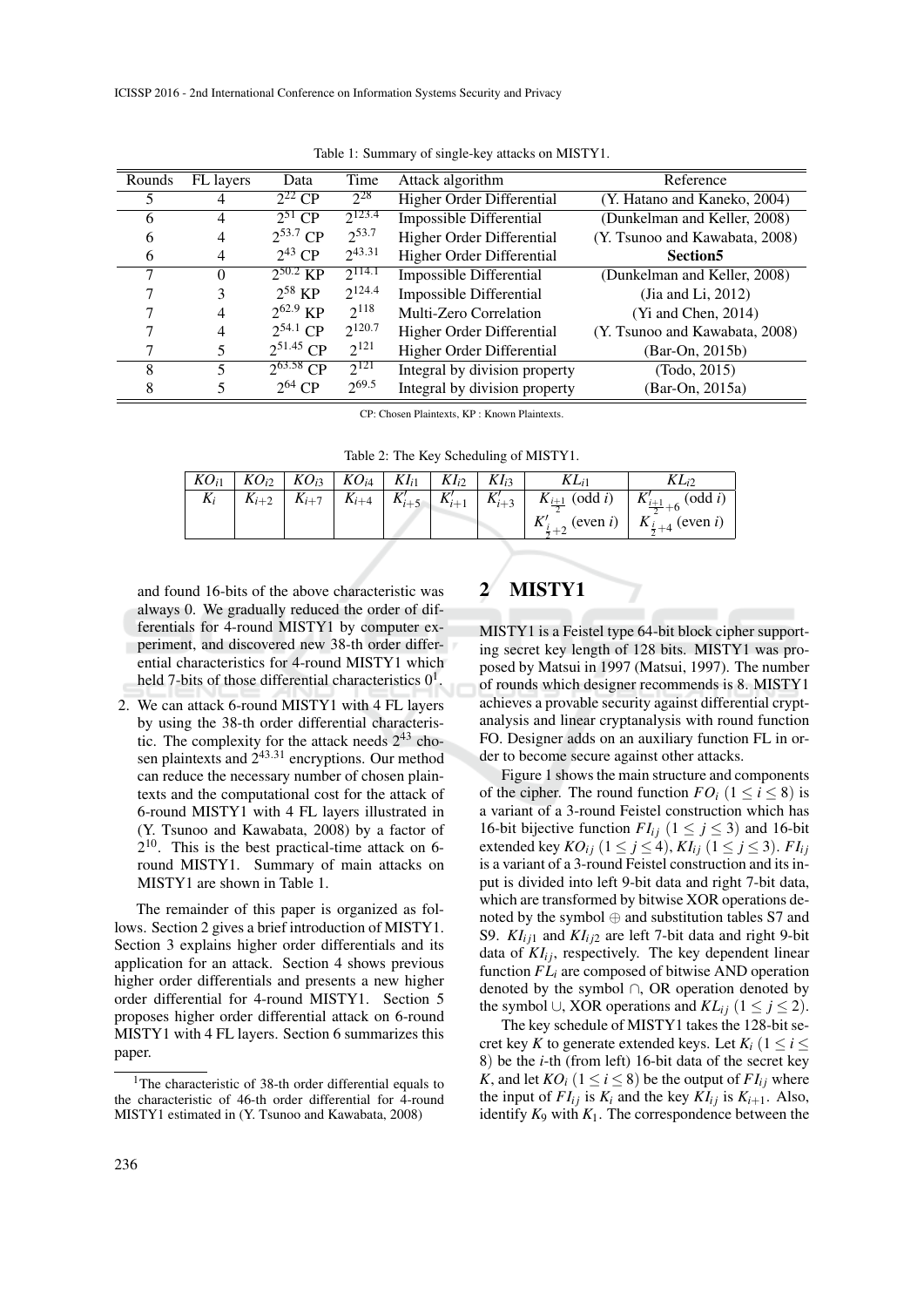Table 1: Summary of single-key attacks on MISTY1.

| Rounds | FL layers | Data | Time | Attack algorithm | Reference |
|---|---|---|---|---|---|
| 5 | 4 | $2^{22}$ CP | $2^{28}$ | Higher Order Differential | (Y. Hatano and Kaneko, 2004) |
| 6 | 4 | $2^{51}$ CP | $2^{123.4}$ | Impossible Differential | (Dunkelman and Keller, 2008) |
| 6 | 4 | $2^{53.7}$ CP | $2^{53.7}$ | Higher Order Differential | (Y. Tsunoo and Kawabata, 2008) |
| 6 | 4 | $2^{43}$ CP | $2^{43.31}$ | Higher Order Differential | **Section5** |
| 7 | 0 | $2^{50.2}$ KP | $2^{114.1}$ | Impossible Differential | (Dunkelman and Keller, 2008) |
| 7 | 3 | $2^{58}$ KP | $2^{124.4}$ | Impossible Differential | (Jia and Li, 2012) |
| 7 | 4 | $2^{62.9}$ KP | $2^{118}$ | Multi-Zero Correlation | (Yi and Chen, 2014) |
| 7 | 4 | $2^{54.1}$ CP | $2^{120.7}$ | Higher Order Differential | (Y. Tsunoo and Kawabata, 2008) |
| 7 | 5 | $2^{51.45}$ CP | $2^{121}$ | Higher Order Differential | (Bar-On, 2015b) |
| 8 | 5 | $2^{63.58}$ CP | $2^{121}$ | Integral by division property | (Todo, 2015) |
| 8 | 5 | $2^{64}$ CP | $2^{69.5}$ | Integral by division property | (Bar-On, 2015a) |

CP: Chosen Plaintexts, KP : Known Plaintexts.

Table 2: The Key Scheduling of MISTY1.

| $KO_{i1}$ | $KO_{i2}$ | $KO_{i3}$ | $KO_{i4}$ | $KI_{i1}$ | $KI_{i2}$ | $KI_{i3}$ | $KL_{i1}$ | $KL_{i2}$ |
|---|---|---|---|---|---|---|---|---|
| $K_i$ | $K_{i+2}$ | $K_{i+7}$ | $K_{i+4}$ | $K'_{i+5}$ | $K'_{i+1}$ | $K'_{i+3}$ | $K_{\frac{i+1}{2}}$ (odd $i$) | $K'_{\frac{i+1}{2}+6}$ (odd $i$) |
| | | | | | | | $K'_{\frac{i}{2}+2}$ (even $i$) | $K_{\frac{i}{2}+4}$ (even $i$) |

and found 16-bits of the above characteristic was always 0. We gradually reduced the order of differentials for 4-round MISTY1 by computer experiment, and discovered new 38-th order differential characteristics for 4-round MISTY1 which held 7-bits of those differential characteristics 0[1].

2. We can attack 6-round MISTY1 with 4 FL layers by using the 38-th order differential characteristic. The complexity for the attack needs $2^{43}$ chosen plaintexts and $2^{43.31}$ encryptions. Our method can reduce the necessary number of chosen plaintexts and the computational cost for the attack of 6-round MISTY1 with 4 FL layers illustrated in (Y. Tsunoo and Kawabata, 2008) by a factor of $2^{10}$. This is the best practical-time attack on 6-round MISTY1. Summary of main attacks on MISTY1 are shown in Table 1.

The remainder of this paper is organized as follows. Section 2 gives a brief introduction of MISTY1. Section 3 explains higher order differentials and its application for an attack. Section 4 shows previous higher order differentials and presents a new higher order differential for 4-round MISTY1. Section 5 proposes higher order differential attack on 6-round MISTY1 with 4 FL layers. Section 6 summarizes this paper.

[1]The characteristic of 38-th order differential equals to the characteristic of 46-th order differential for 4-round MISTY1 estimated in (Y. Tsunoo and Kawabata, 2008)

## 2 MISTY1

MISTY1 is a Feistel type 64-bit block cipher supporting secret key length of 128 bits. MISTY1 was proposed by Matsui in 1997 (Matsui, 1997). The number of rounds which designer recommends is 8. MISTY1 achieves a provable security against differential cryptanalysis and linear cryptanalysis with round function FO. Designer adds on an auxiliary function FL in order to become secure against other attacks.

Figure 1 shows the main structure and components of the cipher. The round function $FO_i$ $(1 \leq i \leq 8)$ is a variant of a 3-round Feistel construction which has 16-bit bijective function $FI_{ij}$ $(1 \leq j \leq 3)$ and 16-bit extended key $KO_{ij}$ $(1 \leq j \leq 4)$, $KI_{ij}$ $(1 \leq j \leq 3)$. $FI_{ij}$ is a variant of a 3-round Feistel construction and its input is divided into left 9-bit data and right 7-bit data, which are transformed by bitwise XOR operations denoted by the symbol $\oplus$ and substitution tables S7 and S9. $KI_{ij1}$ and $KI_{ij2}$ are left 7-bit data and right 9-bit data of $KI_{ij}$, respectively. The key dependent linear function $FL_i$ are composed of bitwise AND operation denoted by the symbol $\cap$, OR operation denoted by the symbol $\cup$, XOR operations and $KL_{ij}$ $(1 \leq j \leq 2)$.

The key schedule of MISTY1 takes the 128-bit secret key $K$ to generate extended keys. Let $K_i$ $(1 \leq i \leq 8)$ be the $i$-th (from left) 16-bit data of the secret key $K$, and let $KO_i$ $(1 \leq i \leq 8)$ be the output of $FI_{ij}$ where the input of $FI_{ij}$ is $K_i$ and the key $KI_{ij}$ is $K_{i+1}$. Also, identify $K_9$ with $K_1$. The correspondence between the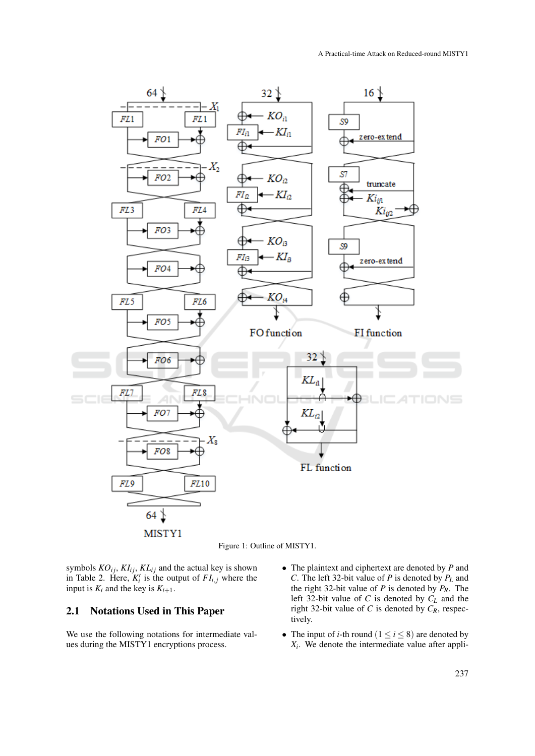Figure 1: Outline of MISTY1.

symbols $KO_{ij}$, $KI_{ij}$, $KL_{ij}$ and the actual key is shown in Table 2. Here, $K_i'$ is the output of $FI_{i,j}$ where the input is $K_i$ and the key is $K_{i+1}$.

## 2.1 Notations Used in This Paper

We use the following notations for intermediate values during the MISTY1 encryptions process.

- The plaintext and ciphertext are denoted by $P$ and $C$. The left 32-bit value of $P$ is denoted by $P_L$ and the right 32-bit value of $P$ is denoted by $P_R$. The left 32-bit value of $C$ is denoted by $C_L$ and the right 32-bit value of $C$ is denoted by $C_R$, respectively.
- The input of $i$-th round $(1 \leq i \leq 8)$ are denoted by $X_i$. We denote the intermediate value after appli-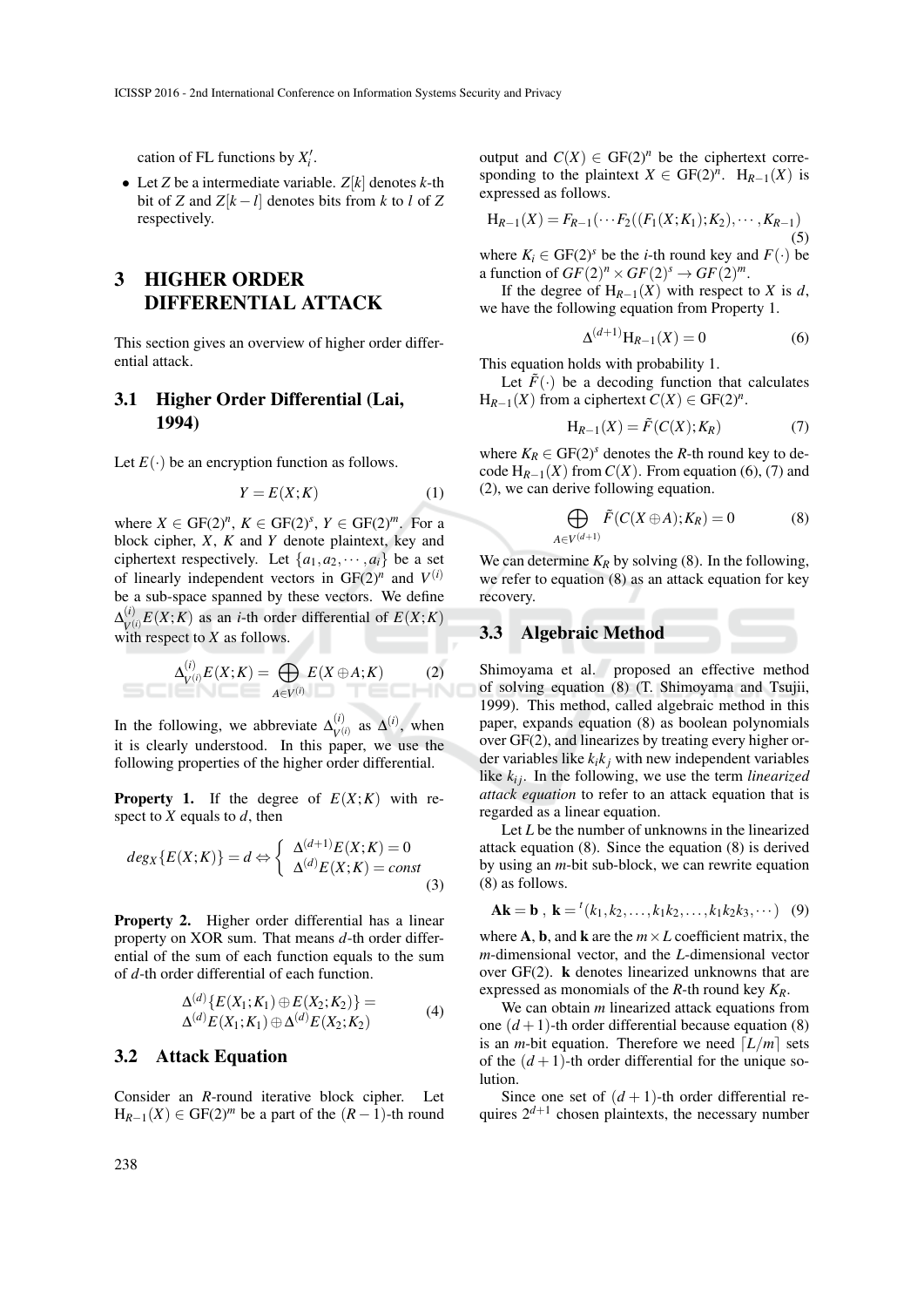cation of FL functions by $X_i'$.

- Let $Z$ be a intermediate variable. $Z[k]$ denotes $k$-th bit of $Z$ and $Z[k-l]$ denotes bits from $k$ to $l$ of $Z$ respectively.

## 3 HIGHER ORDER DIFFERENTIAL ATTACK

This section gives an overview of higher order differential attack.

### 3.1 Higher Order Differential (Lai, 1994)

Let $E(\cdot)$ be an encryption function as follows.

$$Y = E(X;K) \tag{1}$$

where $X \in \mathrm{GF}(2)^n$, $K \in \mathrm{GF}(2)^s$, $Y \in \mathrm{GF}(2)^m$. For a block cipher, $X$, $K$ and $Y$ denote plaintext, key and ciphertext respectively. Let $\{a_1, a_2, \cdots, a_i\}$ be a set of linearly independent vectors in $\mathrm{GF}(2)^n$ and $V^{(i)}$ be a sub-space spanned by these vectors. We define $\Delta^{(i)}_{V^{(i)}} E(X;K)$ as an $i$-th order differential of $E(X;K)$ with respect to $X$ as follows.

$$\Delta^{(i)}_{V^{(i)}} E(X;K) = \bigoplus_{A \in V^{(i)}} E(X \oplus A;K) \tag{2}$$

In the following, we abbreviate $\Delta^{(i)}_{V^{(i)}}$ as $\Delta^{(i)}$, when it is clearly understood. In this paper, we use the following properties of the higher order differential.

**Property 1.** If the degree of $E(X;K)$ with respect to $X$ equals to $d$, then

$$deg_X\{E(X;K)\} = d \Leftrightarrow \begin{cases} \Delta^{(d+1)} E(X;K) = 0 \\ \Delta^{(d)} E(X;K) = const \end{cases} \tag{3}$$

**Property 2.** Higher order differential has a linear property on XOR sum. That means $d$-th order differential of the sum of each function equals to the sum of $d$-th order differential of each function.

$$\begin{aligned} &\Delta^{(d)}\{E(X_1;K_1) \oplus E(X_2;K_2)\} = \\ &\Delta^{(d)} E(X_1;K_1) \oplus \Delta^{(d)} E(X_2;K_2) \end{aligned} \tag{4}$$

### 3.2 Attack Equation

Consider an $R$-round iterative block cipher. Let $\mathrm{H}_{R-1}(X) \in \mathrm{GF}(2)^m$ be a part of the $(R-1)$-th round output and $C(X) \in \mathrm{GF}(2)^n$ be the ciphertext corresponding to the plaintext $X \in \mathrm{GF}(2)^n$. $\mathrm{H}_{R-1}(X)$ is expressed as follows.

$$\mathrm{H}_{R-1}(X) = F_{R-1}(\cdots F_2((F_1(X;K_1);K_2), \cdots, K_{R-1}) \tag{5}$$

where $K_i \in \mathrm{GF}(2)^s$ be the $i$-th round key and $F(\cdot)$ be a function of $GF(2)^n \times GF(2)^s \rightarrow GF(2)^m$.

If the degree of $\mathrm{H}_{R-1}(X)$ with respect to $X$ is $d$, we have the following equation from Property 1.

$$\Delta^{(d+1)} \mathrm{H}_{R-1}(X) = 0 \tag{6}$$

This equation holds with probability 1.

Let $\tilde{F}(\cdot)$ be a decoding function that calculates $\mathrm{H}_{R-1}(X)$ from a ciphertext $C(X) \in \mathrm{GF}(2)^n$.

$$\mathrm{H}_{R-1}(X) = \tilde{F}(C(X);K_R) \tag{7}$$

where $K_R \in \mathrm{GF}(2)^s$ denotes the $R$-th round key to decode $\mathrm{H}_{R-1}(X)$ from $C(X)$. From equation (6), (7) and (2), we can derive following equation.

$$\bigoplus_{A \in V^{(d+1)}} \tilde{F}(C(X \oplus A);K_R) = 0 \tag{8}$$

We can determine $K_R$ by solving (8). In the following, we refer to equation (8) as an attack equation for key recovery.

### 3.3 Algebraic Method

Shimoyama et al. proposed an effective method of solving equation (8) (T. Shimoyama and Tsujii, 1999). This method, called algebraic method in this paper, expands equation (8) as boolean polynomials over GF(2), and linearizes by treating every higher order variables like $k_i k_j$ with new independent variables like $k_{ij}$. In the following, we use the term *linearized attack equation* to refer to an attack equation that is regarded as a linear equation.

Let $L$ be the number of unknowns in the linearized attack equation (8). Since the equation (8) is derived by using an $m$-bit sub-block, we can rewrite equation (8) as follows.

$$\mathbf{A}\mathbf{k} = \mathbf{b}\ ,\ \mathbf{k} = {}^t(k_1, k_2, \ldots, k_1k_2, \ldots, k_1k_2k_3, \cdots) \tag{9}$$

where $\mathbf{A}$, $\mathbf{b}$, and $\mathbf{k}$ are the $m \times L$ coefficient matrix, the $m$-dimensional vector, and the $L$-dimensional vector over GF(2). $\mathbf{k}$ denotes linearized unknowns that are expressed as monomials of the $R$-th round key $K_R$.

We can obtain $m$ linearized attack equations from one $(d+1)$-th order differential because equation (8) is an $m$-bit equation. Therefore we need $\lceil L/m \rceil$ sets of the $(d+1)$-th order differential for the unique solution.

Since one set of $(d+1)$-th order differential requires $2^{d+1}$ chosen plaintexts, the necessary number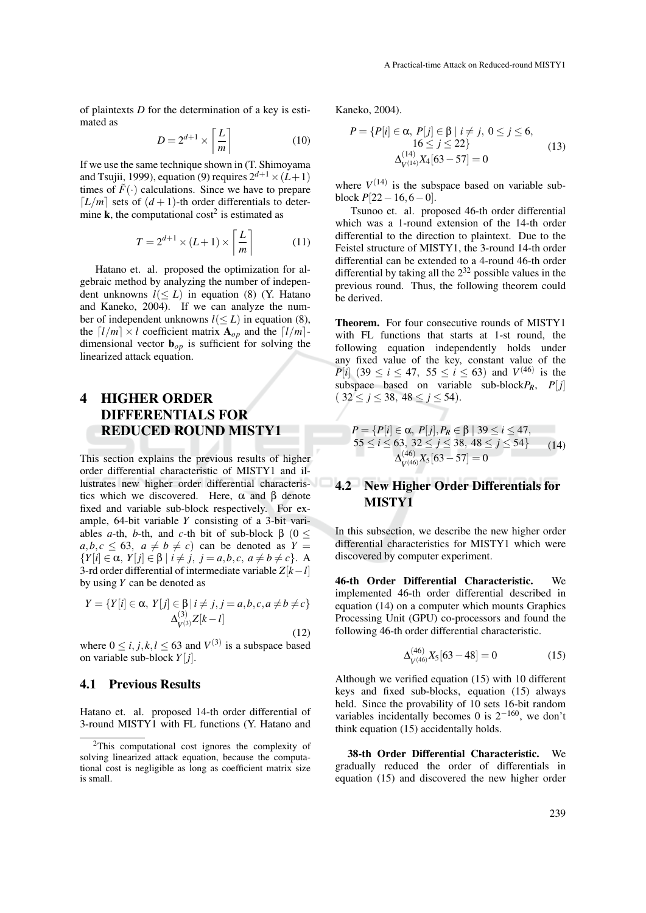of plaintexts $D$ for the determination of a key is estimated as

$$D = 2^{d+1} \times \left\lceil \frac{L}{m} \right\rceil \tag{10}$$

If we use the same technique shown in (T. Shimoyama and Tsujii, 1999), equation (9) requires $2^{d+1} \times (L+1)$ times of $\tilde{F}(\cdot)$ calculations. Since we have to prepare $\lceil L/m \rceil$ sets of $(d+1)$-th order differentials to determine $\mathbf{k}$, the computational cost[2] is estimated as

$$T = 2^{d+1} \times (L+1) \times \left\lceil \frac{L}{m} \right\rceil \tag{11}$$

Hatano et. al. proposed the optimization for algebraic method by analyzing the number of independent unknowns $l(\leq L)$ in equation (8) (Y. Hatano and Kaneko, 2004). If we can analyze the number of independent unknowns $l(\leq L)$ in equation (8), the $\lceil l/m \rceil \times l$ coefficient matrix $\mathbf{A}_{op}$ and the $\lceil l/m \rceil$-dimensional vector $\mathbf{b}_{op}$ is sufficient for solving the linearized attack equation.

# 4 HIGHER ORDER DIFFERENTIALS FOR REDUCED ROUND MISTY1

This section explains the previous results of higher order differential characteristic of MISTY1 and illustrates new higher order differential characteristics which we discovered. Here, $\alpha$ and $\beta$ denote fixed and variable sub-block respectively. For example, 64-bit variable $Y$ consisting of a 3-bit variables $a$-th, $b$-th, and $c$-th bit of sub-block $\beta$ $(0 \leq a,b,c \leq 63,\ a \neq b \neq c)$ can be denoted as $Y = \{Y[i] \in \alpha,\ Y[j] \in \beta \mid i \neq j,\ j = a,b,c,\ a \neq b \neq c\}$. A 3-rd order differential of intermediate variable $Z[k-l]$ by using $Y$ can be denoted as

$$\begin{gathered} Y = \{Y[i] \in \alpha,\ Y[j] \in \beta \,|\, i \neq j, j = a,b,c, a \neq b \neq c\} \\ \Delta^{(3)}_{V^{(3)}} Z[k-l] \end{gathered} \tag{12}$$

where $0 \leq i,j,k,l \leq 63$ and $V^{(3)}$ is a subspace based on variable sub-block $Y[j]$.

## 4.1 Previous Results

Hatano et. al. proposed 14-th order differential of 3-round MISTY1 with FL functions (Y. Hatano and Kaneko, 2004).

$$\begin{gathered} P = \{P[i] \in \alpha,\ P[j] \in \beta \mid i \neq j,\ 0 \leq j \leq 6, \\ 16 \leq j \leq 22\} \\ \Delta^{(14)}_{V^{(14)}} X_4[63-57] = 0 \end{gathered} \tag{13}$$

where $V^{(14)}$ is the subspace based on variable sub-block $P[22-16, 6-0]$.

Tsunoo et. al. proposed 46-th order differential which was a 1-round extension of the 14-th order differential to the direction to plaintext. Due to the Feistel structure of MISTY1, the 3-round 14-th order differential can be extended to a 4-round 46-th order differential by taking all the $2^{32}$ possible values in the previous round. Thus, the following theorem could be derived.

**Theorem.** For four consecutive rounds of MISTY1 with FL functions that starts at 1-st round, the following equation independently holds under any fixed value of the key, constant value of the $P[i]$ $(39 \leq i \leq 47,\ 55 \leq i \leq 63)$ and $V^{(46)}$ is the subspace based on variable sub-block $P_R$, $P[j]$ $(32 \leq j \leq 38,\ 48 \leq j \leq 54)$.

$$\begin{gathered} P = \{P[i] \in \alpha,\ P[j], P_R \in \beta \mid 39 \leq i \leq 47, \\ 55 \leq i \leq 63,\ 32 \leq j \leq 38,\ 48 \leq j \leq 54\} \\ \Delta^{(46)}_{V^{(46)}} X_5[63-57] = 0 \end{gathered} \tag{14}$$

## 4.2 New Higher Order Differentials for MISTY1

In this subsection, we describe the new higher order differential characteristics for MISTY1 which were discovered by computer experiment.

**46-th Order Differential Characteristic.** We implemented 46-th order differential described in equation (14) on a computer which mounts Graphics Processing Unit (GPU) co-processors and found the following 46-th order differential characteristic.

$$\Delta^{(46)}_{V^{(46)}} X_5[63-48] = 0 \tag{15}$$

Although we verified equation (15) with 10 different keys and fixed sub-blocks, equation (15) always held. Since the provability of 10 sets 16-bit random variables incidentally becomes 0 is $2^{-160}$, we don't think equation (15) accidentally holds.

**38-th Order Differential Characteristic.** We gradually reduced the order of differentials in equation (15) and discovered the new higher order

[2] This computational cost ignores the complexity of solving linearized attack equation, because the computational cost is negligible as long as coefficient matrix size is small.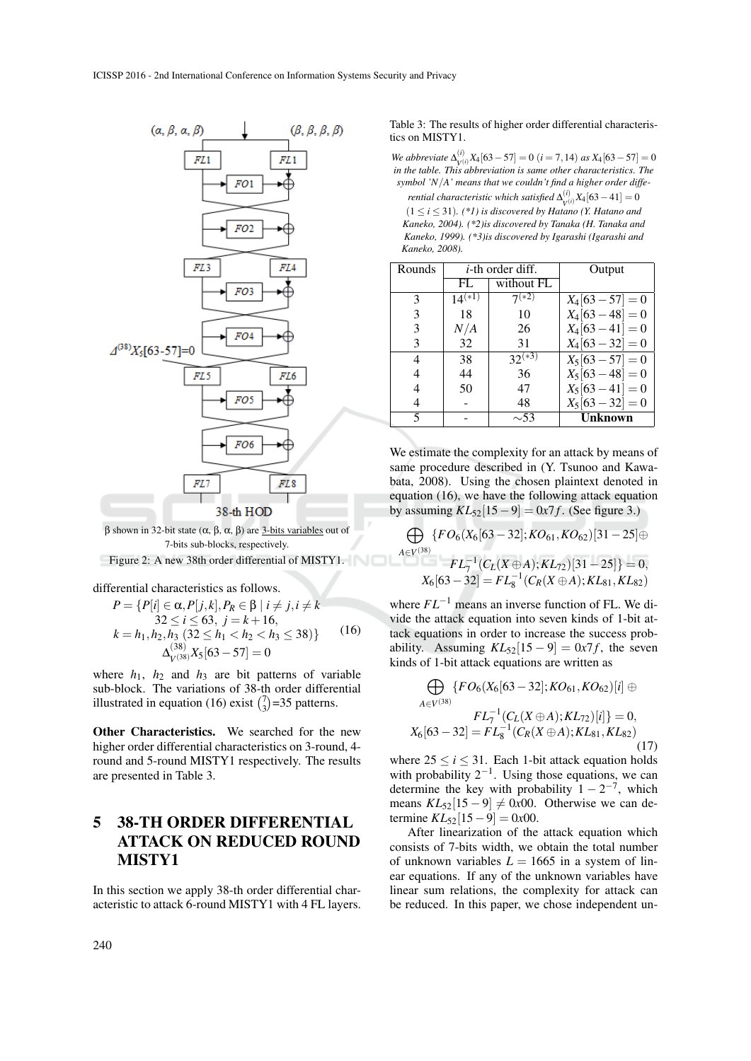β shown in 32-bit state (α, β, α, β) are 3-bits variables out of 7-bits sub-blocks, respectively.

Figure 2: A new 38th order differential of MISTY1.

differential characteristics as follows.

$$
\begin{aligned}
P = \{P[i] \in \alpha, P[j,k], P_R \in \beta \mid i \neq j, i \neq k \\
32 \leq i \leq 63,\ j = k+16, \\
k = h_1, h_2, h_3\ (32 \leq h_1 < h_2 < h_3 \leq 38)\} \\
\Delta^{(38)}_{V^{(38)}} X_5[63-57] = 0
\end{aligned}
\tag{16}
$$

where $h_1$, $h_2$ and $h_3$ are bit patterns of variable sub-block. The variations of 38-th order differential illustrated in equation (16) exist $\binom{7}{3}$=35 patterns.

**Other Characteristics.** We searched for the new higher order differential characteristics on 3-round, 4-round and 5-round MISTY1 respectively. The results are presented in Table 3.

## 5 38-TH ORDER DIFFERENTIAL ATTACK ON REDUCED ROUND MISTY1

In this section we apply 38-th order differential characteristic to attack 6-round MISTY1 with 4 FL layers.

Table 3: The results of higher order differential characteristics on MISTY1.

*We abbreviate $\Delta^{(i)}_{V^{(i)}} X_4[63-57] = 0\ (i = 7, 14)$ as $X_4[63-57] = 0$ in the table. This abbreviation is same other characteristics. The symbol 'N/A' means that we couldn't find a higher order differential characteristic which satisfied $\Delta^{(i)}_{V^{(i)}} X_4[63-41] = 0$ $(1 \leq i \leq 31)$. (\*1) is discovered by Hatano (Y. Hatano and Kaneko, 2004). (\*2)is discovered by Tanaka (H. Tanaka and Kaneko, 1999). (\*3)is discovered by Igarashi (Igarashi and Kaneko, 2008).*

| Rounds | *i*-th order diff. | | Output |
|---|---|---|---|
| | FL | without FL | |
| 3 | $14^{(*1)}$ | $7^{(*2)}$ | $X_4[63-57] = 0$ |
| 3 | 18 | 10 | $X_4[63-48] = 0$ |
| 3 | $N/A$ | 26 | $X_4[63-41] = 0$ |
| 3 | 32 | 31 | $X_4[63-32] = 0$ |
| 4 | 38 | $32^{(*3)}$ | $X_5[63-57] = 0$ |
| 4 | 44 | 36 | $X_5[63-48] = 0$ |
| 4 | 50 | 47 | $X_5[63-41] = 0$ |
| 4 | - | 48 | $X_5[63-32] = 0$ |
| 5 | - | ∼53 | **Unknown** |

We estimate the complexity for an attack by means of same procedure described in (Y. Tsunoo and Kawabata, 2008). Using the chosen plaintext denoted in equation (16), we have the following attack equation by assuming $KL_{52}[15-9] = 0x7f$. (See figure 3.)

$$
\begin{aligned}
\bigoplus_{A \in V^{(38)}} \{FO_6(X_6[63-32]; KO_{61}, KO_{62})[31-25] \oplus \\
FL_7^{-1}(C_L(X \oplus A); KL_{72})[31-25]\} = 0, \\
X_6[63-32] = FL_8^{-1}(C_R(X \oplus A); KL_{81}, KL_{82})
\end{aligned}
$$

where $FL^{-1}$ means an inverse function of FL. We divide the attack equation into seven kinds of 1-bit attack equations in order to increase the success probability. Assuming $KL_{52}[15-9] = 0x7f$, the seven kinds of 1-bit attack equations are written as

$$
\begin{aligned}
\bigoplus_{A \in V^{(38)}} \{FO_6(X_6[63-32]; KO_{61}, KO_{62})[i] \oplus \\
FL_7^{-1}(C_L(X \oplus A); KL_{72})[i]\} = 0, \\
X_6[63-32] = FL_8^{-1}(C_R(X \oplus A); KL_{81}, KL_{82})
\end{aligned}
\tag{17}
$$

where $25 \leq i \leq 31$. Each 1-bit attack equation holds with probability $2^{-1}$. Using those equations, we can determine the key with probability $1 - 2^{-7}$, which means $KL_{52}[15-9] \neq 0x00$. Otherwise we can determine $KL_{52}[15-9] = 0x00$.

After linearization of the attack equation which consists of 7-bits width, we obtain the total number of unknown variables $L = 1665$ in a system of linear equations. If any of the unknown variables have linear sum relations, the complexity for attack can be reduced. In this paper, we chose independent un-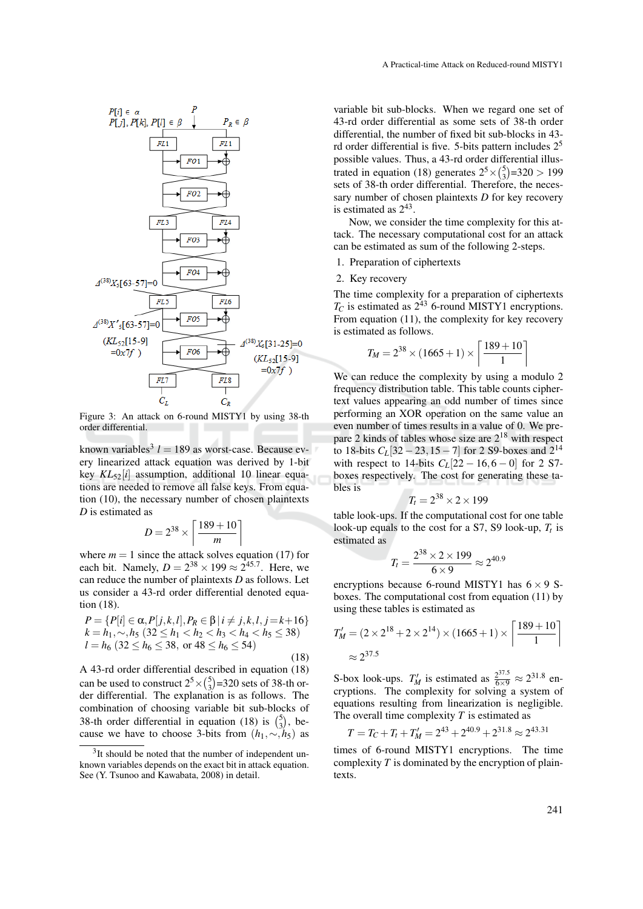Figure 3: An attack on 6-round MISTY1 by using 38-th order differential.

known variables[3] $l = 189$ as worst-case. Because every linearized attack equation was derived by 1-bit key $KL_{52}[i]$ assumption, additional 10 linear equations are needed to remove all false keys. From equation (10), the necessary number of chosen plaintexts $D$ is estimated as

$$D = 2^{38} \times \left\lceil \frac{189+10}{m} \right\rceil$$

where $m = 1$ since the attack solves equation (17) for each bit. Namely, $D = 2^{38} \times 199 \approx 2^{45.7}$. Here, we can reduce the number of plaintexts $D$ as follows. Let us consider a 43-rd order differential denoted equation (18).

$$\begin{aligned} P &= \{P[i] \in \alpha, P[j,k,l], P_R \in \beta \mid i \neq j,k,l, j = k+16\} \\ k &= h_1, \sim, h_5 \ (32 \le h_1 < h_2 < h_3 < h_4 < h_5 \le 38) \\ l &= h_6 \ (32 \le h_6 \le 38, \text{ or } 48 \le h_6 \le 54) \end{aligned} \quad (18)$$

A 43-rd order differential described in equation (18) can be used to construct $2^5 \times \binom{5}{3}$=320 sets of 38-th order differential. The explanation is as follows. The combination of choosing variable bit sub-blocks of 38-th order differential in equation (18) is $\binom{5}{3}$, because we have to choose 3-bits from $(h_1, \sim, h_5)$ as variable bit sub-blocks. When we regard one set of 43-rd order differential as some sets of 38-th order differential, the number of fixed bit sub-blocks in 43-rd order differential is five. 5-bits pattern includes $2^5$ possible values. Thus, a 43-rd order differential illustrated in equation (18) generates $2^5 \times \binom{5}{3}$=320 > 199 sets of 38-th order differential. Therefore, the necessary number of chosen plaintexts $D$ for key recovery is estimated as $2^{43}$.

Now, we consider the time complexity for this attack. The necessary computational cost for an attack can be estimated as sum of the following 2-steps.

1. Preparation of ciphertexts
2. Key recovery

The time complexity for a preparation of ciphertexts $T_C$ is estimated as $2^{43}$ 6-round MISTY1 encryptions. From equation (11), the complexity for key recovery is estimated as follows.

$$T_M = 2^{38} \times (1665+1) \times \left\lceil \frac{189+10}{1} \right\rceil$$

We can reduce the complexity by using a modulo 2 frequency distribution table. This table counts ciphertext values appearing an odd number of times since performing an XOR operation on the same value an even number of times results in a value of 0. We prepare 2 kinds of tables whose size are $2^{18}$ with respect to 18-bits $C_L[32-23, 15-7]$ for 2 S9-boxes and $2^{14}$ with respect to 14-bits $C_L[22-16, 6-0]$ for 2 S7-boxes respectively. The cost for generating these tables is

$$T_t = 2^{38} \times 2 \times 199$$

table look-ups. If the computational cost for one table look-up equals to the cost for a S7, S9 look-up, $T_t$ is estimated as

$$T_t = \frac{2^{38} \times 2 \times 199}{6 \times 9} \approx 2^{40.9}$$

encryptions because 6-round MISTY1 has $6 \times 9$ S-boxes. The computational cost from equation (11) by using these tables is estimated as

$$T'_M = (2 \times 2^{18} + 2 \times 2^{14}) \times (1665+1) \times \left\lceil \frac{189+10}{1} \right\rceil \approx 2^{37.5}$$

S-box look-ups. $T'_M$ is estimated as $\frac{2^{37.5}}{6 \times 9} \approx 2^{31.8}$ encryptions. The complexity for solving a system of equations resulting from linearization is negligible. The overall time complexity $T$ is estimated as

$$T = T_C + T_t + T'_M = 2^{43} + 2^{40.9} + 2^{31.8} \approx 2^{43.31}$$

times of 6-round MISTY1 encryptions. The time complexity $T$ is dominated by the encryption of plaintexts.

[3]It should be noted that the number of independent unknown variables depends on the exact bit in attack equation. See (Y. Tsunoo and Kawabata, 2008) in detail.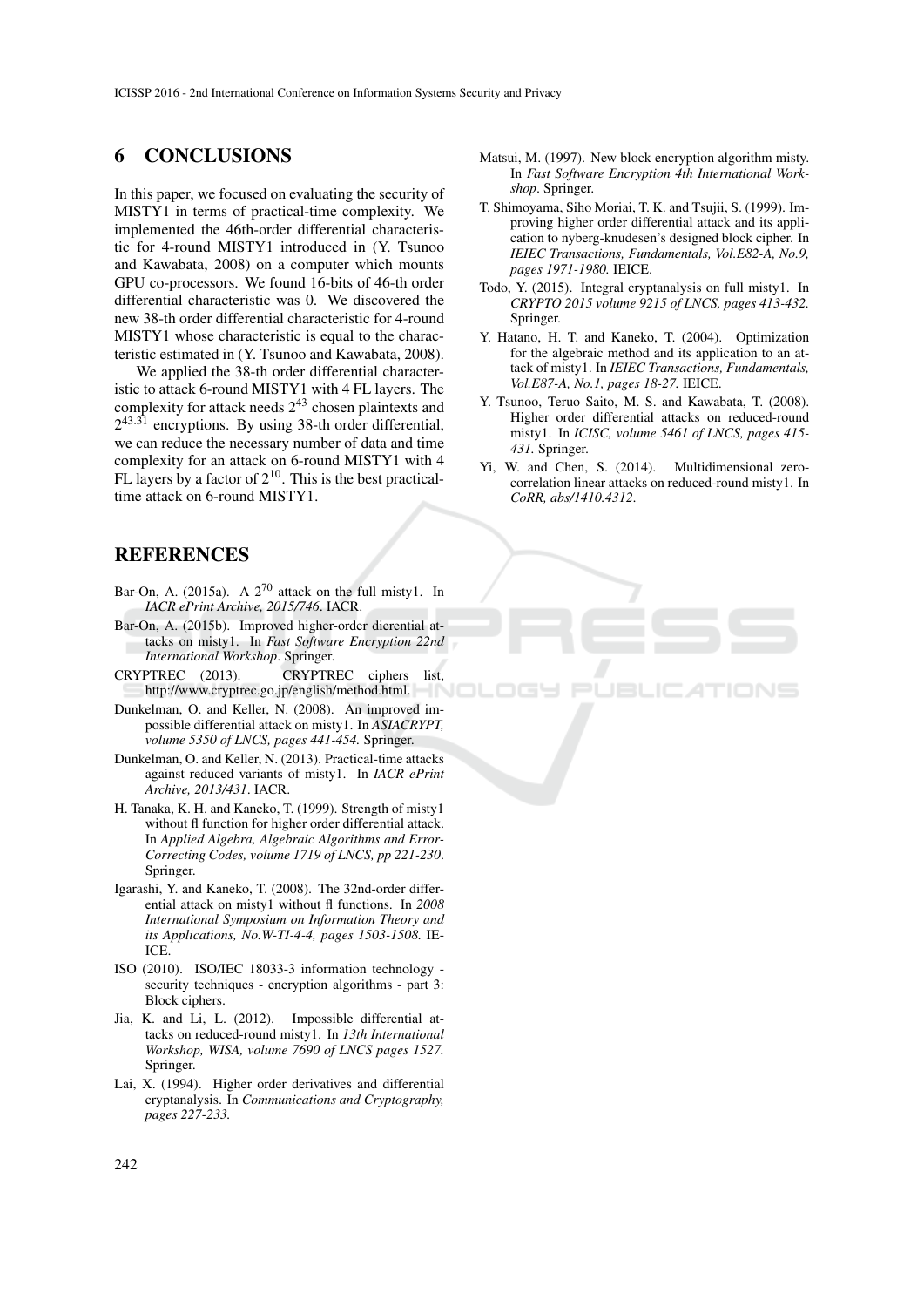## 6 CONCLUSIONS

In this paper, we focused on evaluating the security of MISTY1 in terms of practical-time complexity. We implemented the 46th-order differential characteristic for 4-round MISTY1 introduced in (Y. Tsunoo and Kawabata, 2008) on a computer which mounts GPU co-processors. We found 16-bits of 46-th order differential characteristic was 0. We discovered the new 38-th order differential characteristic for 4-round MISTY1 whose characteristic is equal to the characteristic estimated in (Y. Tsunoo and Kawabata, 2008).

We applied the 38-th order differential characteristic to attack 6-round MISTY1 with 4 FL layers. The complexity for attack needs $2^{43}$ chosen plaintexts and $2^{43.31}$ encryptions. By using 38-th order differential, we can reduce the necessary number of data and time complexity for an attack on 6-round MISTY1 with 4 FL layers by a factor of $2^{10}$. This is the best practical-time attack on 6-round MISTY1.

## REFERENCES

Bar-On, A. (2015a). A $2^{70}$ attack on the full misty1. In *IACR ePrint Archive, 2015/746*. IACR.

Bar-On, A. (2015b). Improved higher-order dierential attacks on misty1. In *Fast Software Encryption 22nd International Workshop*. Springer.

CRYPTREC (2013). CRYPTREC ciphers list, http://www.cryptrec.go.jp/english/method.html.

Dunkelman, O. and Keller, N. (2008). An improved impossible differential attack on misty1. In *ASIACRYPT, volume 5350 of LNCS, pages 441-454.* Springer.

Dunkelman, O. and Keller, N. (2013). Practical-time attacks against reduced variants of misty1. In *IACR ePrint Archive, 2013/431*. IACR.

H. Tanaka, K. H. and Kaneko, T. (1999). Strength of misty1 without fl function for higher order differential attack. In *Applied Algebra, Algebraic Algorithms and Error-Correcting Codes, volume 1719 of LNCS, pp 221-230*. Springer.

Igarashi, Y. and Kaneko, T. (2008). The 32nd-order differential attack on misty1 without fl functions. In *2008 International Symposium on Information Theory and its Applications, No.W-TI-4-4, pages 1503-1508.* IEICE.

ISO (2010). ISO/IEC 18033-3 information technology - security techniques - encryption algorithms - part 3: Block ciphers.

Jia, K. and Li, L. (2012). Impossible differential attacks on reduced-round misty1. In *13th International Workshop, WISA, volume 7690 of LNCS pages 1527.* Springer.

Lai, X. (1994). Higher order derivatives and differential cryptanalysis. In *Communications and Cryptography, pages 227-233.*

Matsui, M. (1997). New block encryption algorithm misty. In *Fast Software Encryption 4th International Workshop*. Springer.

T. Shimoyama, Siho Moriai, T. K. and Tsujii, S. (1999). Improving higher order differential attack and its application to nyberg-knudesen's designed block cipher. In *IEIEC Transactions, Fundamentals, Vol.E82-A, No.9, pages 1971-1980.* IEICE.

Todo, Y. (2015). Integral cryptanalysis on full misty1. In *CRYPTO 2015 volume 9215 of LNCS, pages 413-432.* Springer.

Y. Hatano, H. T. and Kaneko, T. (2004). Optimization for the algebraic method and its application to an attack of misty1. In *IEIEC Transactions, Fundamentals, Vol.E87-A, No.1, pages 18-27.* IEICE.

Y. Tsunoo, Teruo Saito, M. S. and Kawabata, T. (2008). Higher order differential attacks on reduced-round misty1. In *ICISC, volume 5461 of LNCS, pages 415-431.* Springer.

Yi, W. and Chen, S. (2014). Multidimensional zero-correlation linear attacks on reduced-round misty1. In *CoRR, abs/1410.4312*.